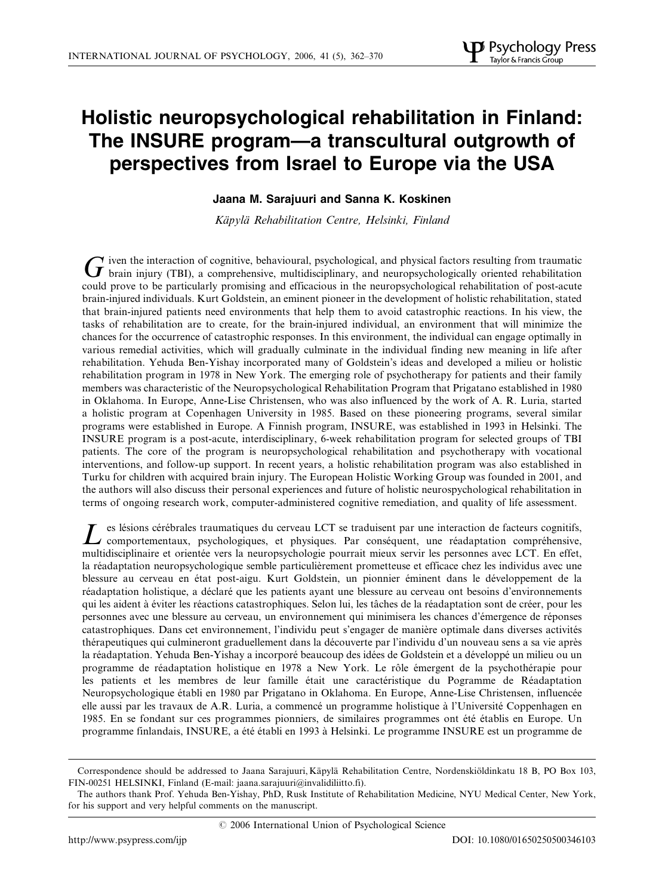# Holistic neuropsychological rehabilitation in Finland: The INSURE program—a transcultural outgrowth of perspectives from Israel to Europe via the USA

**Jaana M. Sarajuuri and Sanna K. Koskinen**

*Käpylä Rehabilitation Centre, Helsinki, Finland*

Given the interaction of cognitive, behavioural, psychological, and physical factors resulting from traumatic brain injury (TBI), a comprehensive, multidisciplinary, and neuropsychologically oriented rehabilitation could prove to be particularly promising and efficacious in the neuropsychological rehabilitation of post-acute brain-injured individuals. Kurt Goldstein, an eminent pioneer in the development of holistic rehabilitation, stated that brain-injured patients need environments that help them to avoid catastrophic reactions. In his view, the tasks of rehabilitation are to create, for the brain-injured individual, an environment that will minimize the chances for the occurrence of catastrophic responses. In this environment, the individual can engage optimally in various remedial activities, which will gradually culminate in the individual finding new meaning in life after rehabilitation. Yehuda Ben-Yishay incorporated many of Goldstein's ideas and developed a milieu or holistic rehabilitation program in 1978 in New York. The emerging role of psychotherapy for patients and their family members was characteristic of the Neuropsychological Rehabilitation Program that Prigatano established in 1980 in Oklahoma. In Europe, Anne-Lise Christensen, who was also influenced by the work of A. R. Luria, started a holistic program at Copenhagen University in 1985. Based on these pioneering programs, several similar programs were established in Europe. A Finnish program, INSURE, was established in 1993 in Helsinki. The INSURE program is a post-acute, interdisciplinary, 6-week rehabilitation program for selected groups of TBI patients. The core of the program is neuropsychological rehabilitation and psychotherapy with vocational interventions, and follow-up support. In recent years, a holistic rehabilitation program was also established in Turku for children with acquired brain injury. The European Holistic Working Group was founded in 2001, and the authors will also discuss their personal experiences and future of holistic neurospychological rehabilitation in terms of ongoing research work, computer-administered cognitive remediation, and quality of life assessment.

Les lésions cérébrales traumatiques du cerveau LCT se traduisent par une interaction de facteurs cognitifs, comportementaux, psychologiques, et physiques. Par conséquent, une réadaptation compréhensive, multidisciplinaire et orientée vers la neuropsychologie pourrait mieux servir les personnes avec LCT. En effet, la réadaptation neuropsychologique semble particulièrement prometteuse et efficace chez les individus avec une blessure au cerveau en état post-aigu. Kurt Goldstein, un pionnier éminent dans le développement de la réadaptation holistique, a déclaré que les patients ayant une blessure au cerveau ont besoins d'environnements qui les aident à éviter les réactions catastrophiques. Selon lui, les tâches de la réadaptation sont de créer, pour les personnes avec une blessure au cerveau, un environnement qui minimisera les chances d'émergence de réponses catastrophiques. Dans cet environnement, l'individu peut s'engager de manière optimale dans diverses activités thérapeutiques qui culmineront graduellement dans la découverte par l'individu d'un nouveau sens a sa vie après la réadaptation. Yehuda Ben-Yishay a incorporé beaucoup des idées de Goldstein et a développé un milieu ou un programme de réadaptation holistique en 1978 a New York. Le rôle émergent de la psychothérapie pour les patients et les membres de leur famille était une caractéristique du Pogramme de Réadaptation Neuropsychologique établi en 1980 par Prigatano in Oklahoma. En Europe, Anne-Lise Christensen, influencée elle aussi par les travaux de A.R. Luria, a commencé un programme holistique à l'Université Coppenhagen en 1985. En se fondant sur ces programmes pionniers, de similaires programmes ont été établis en Europe. Un programme finlandais, INSURE, a été établi en 1993 à Helsinki. Le programme INSURE est un programme de

---

Correspondence should be addressed to Jaana Sarajuuri, Käpylä Rehabilitation Centre, Nordenskiöldinkatu 18 B, PO Box 103, FIN-00251 HELSINKI, Finland (E-mail: jaana.sarajuuri@invalidiliitto.fi).

The authors thank Prof. Yehuda Ben-Yishay, PhD, Rusk Institute of Rehabilitation Medicine, NYU Medical Center, New York, for his support and very helpful comments on the manuscript.

© 2006 International Union of Psychological Science

http://www.psypress.com/ijp DOI: 10.1080/01650250500346103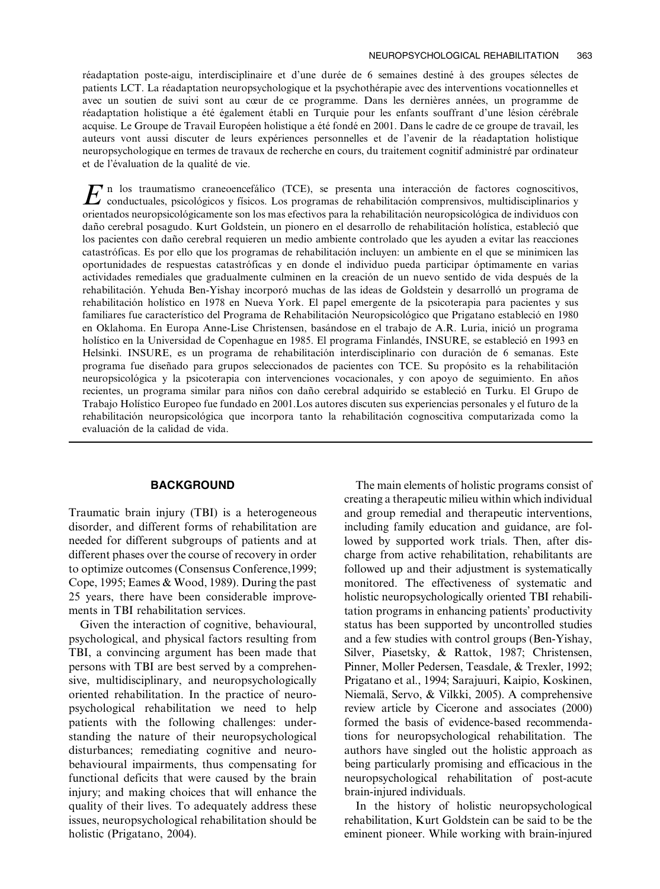réadaptation poste-aigu, interdisciplinaire et d'une durée de 6 semaines destiné à des groupes sélectes de patients LCT. La réadaptation neuropsychologique et la psychothérapie avec des interventions vocationnelles et avec un soutien de suivi sont au cœur de ce programme. Dans les dernières années, un programme de réadaptation holistique a été également établi en Turquie pour les enfants souffrant d'une lésion cérébrale acquise. Le Groupe de Travail Européen holistique a été fondé en 2001. Dans le cadre de ce groupe de travail, les auteurs vont aussi discuter de leurs expériences personnelles et de l'avenir de la réadaptation holistique neuropsychologique en termes de travaux de recherche en cours, du traitement cognitif administré par ordinateur et de l'évaluation de la qualité de vie.

En los traumatismo craneoencefálico (TCE), se presenta una interacción de factores cognoscitivos, conductuales, psicológicos y físicos. Los programas de rehabilitación comprensivos, multidisciplinarios y orientados neuropsicológicamente son los mas efectivos para la rehabilitación neuropsicológica de individuos con daño cerebral posagudo. Kurt Goldstein, un pionero en el desarrollo de rehabilitación holística, estableció que los pacientes con daño cerebral requieren un medio ambiente controlado que les ayuden a evitar las reacciones catastróficas. Es por ello que los programas de rehabilitación incluyen: un ambiente en el que se minimicen las oportunidades de respuestas catastróficas y en donde el individuo pueda participar óptimamente en varias actividades remediales que gradualmente culminen en la creación de un nuevo sentido de vida después de la rehabilitación. Yehuda Ben-Yishay incorporó muchas de las ideas de Goldstein y desarrolló un programa de rehabilitación holístico en 1978 en Nueva York. El papel emergente de la psicoterapia para pacientes y sus familiares fue característico del Programa de Rehabilitación Neuropsicológico que Prigatano estableció en 1980 en Oklahoma. En Europa Anne-Lise Christensen, basándose en el trabajo de A.R. Luria, inició un programa holístico en la Universidad de Copenhague en 1985. El programa Finlandés, INSURE, se estableció en 1993 en Helsinki. INSURE, es un programa de rehabilitación interdisciplinario con duración de 6 semanas. Este programa fue diseñado para grupos seleccionados de pacientes con TCE. Su propósito es la rehabilitación neuropsicológica y la psicoterapia con intervenciones vocacionales, y con apoyo de seguimiento. En años recientes, un programa similar para niños con daño cerebral adquirido se estableció en Turku. El Grupo de Trabajo Holístico Europeo fue fundado en 2001.Los autores discuten sus experiencias personales y el futuro de la rehabilitación neuropsicológica que incorpora tanto la rehabilitación cognoscitiva computarizada como la evaluación de la calidad de vida.

## BACKGROUND

Traumatic brain injury (TBI) is a heterogeneous disorder, and different forms of rehabilitation are needed for different subgroups of patients and at different phases over the course of recovery in order to optimize outcomes (Consensus Conference,1999; Cope, 1995; Eames & Wood, 1989). During the past 25 years, there have been considerable improvements in TBI rehabilitation services.

Given the interaction of cognitive, behavioural, psychological, and physical factors resulting from TBI, a convincing argument has been made that persons with TBI are best served by a comprehensive, multidisciplinary, and neuropsychologically oriented rehabilitation. In the practice of neuropsychological rehabilitation we need to help patients with the following challenges: understanding the nature of their neuropsychological disturbances; remediating cognitive and neurobehavioural impairments, thus compensating for functional deficits that were caused by the brain injury; and making choices that will enhance the quality of their lives. To adequately address these issues, neuropsychological rehabilitation should be holistic (Prigatano, 2004).

The main elements of holistic programs consist of creating a therapeutic milieu within which individual and group remedial and therapeutic interventions, including family education and guidance, are followed by supported work trials. Then, after discharge from active rehabilitation, rehabilitants are followed up and their adjustment is systematically monitored. The effectiveness of systematic and holistic neuropsychologically oriented TBI rehabilitation programs in enhancing patients' productivity status has been supported by uncontrolled studies and a few studies with control groups (Ben-Yishay, Silver, Piasetsky, & Rattok, 1987; Christensen, Pinner, Moller Pedersen, Teasdale, & Trexler, 1992; Prigatano et al., 1994; Sarajuuri, Kaipio, Koskinen, Niemalä, Servo, & Vilkki, 2005). A comprehensive review article by Cicerone and associates (2000) formed the basis of evidence-based recommendations for neuropsychological rehabilitation. The authors have singled out the holistic approach as being particularly promising and efficacious in the neuropsychological rehabilitation of post-acute brain-injured individuals.

In the history of holistic neuropsychological rehabilitation, Kurt Goldstein can be said to be the eminent pioneer. While working with brain-injured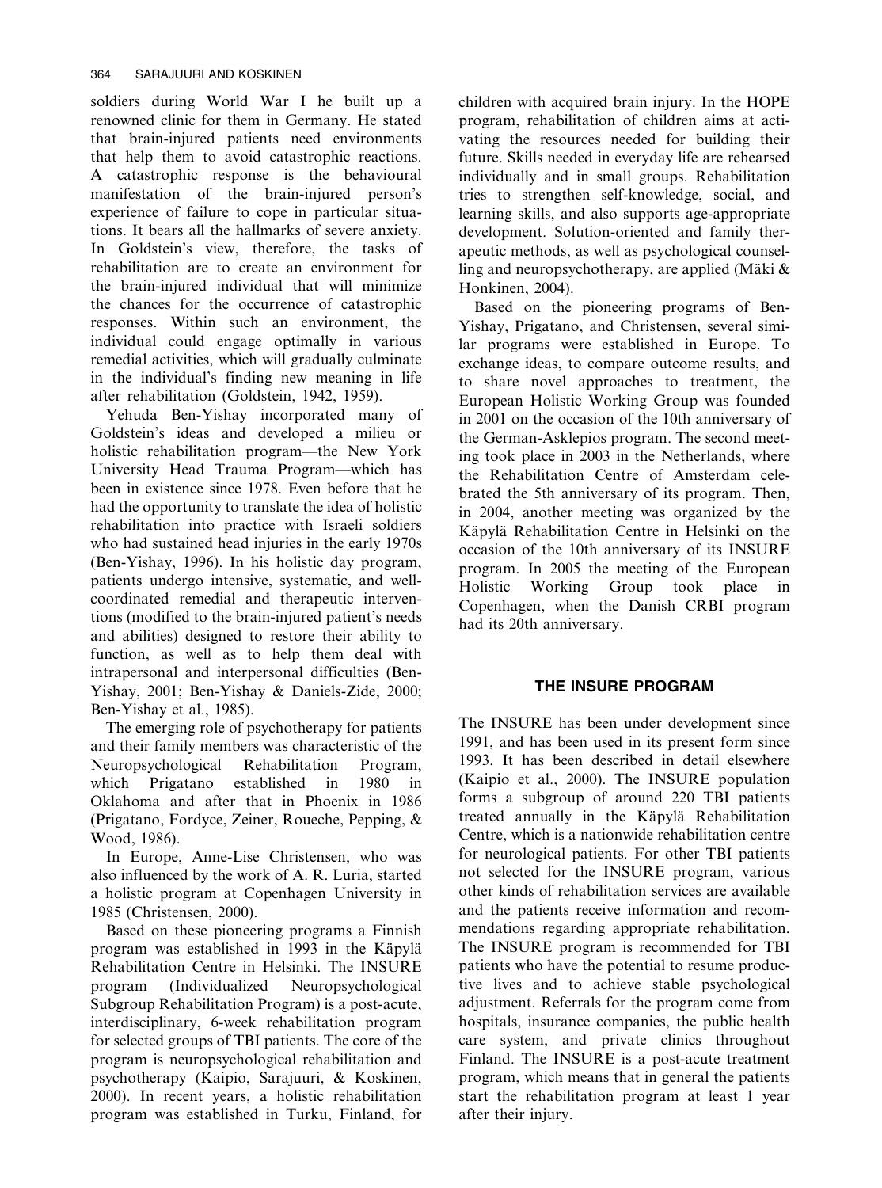soldiers during World War I he built up a renowned clinic for them in Germany. He stated that brain-injured patients need environments that help them to avoid catastrophic reactions. A catastrophic response is the behavioural manifestation of the brain-injured person's experience of failure to cope in particular situations. It bears all the hallmarks of severe anxiety. In Goldstein's view, therefore, the tasks of rehabilitation are to create an environment for the brain-injured individual that will minimize the chances for the occurrence of catastrophic responses. Within such an environment, the individual could engage optimally in various remedial activities, which will gradually culminate in the individual's finding new meaning in life after rehabilitation (Goldstein, 1942, 1959).

Yehuda Ben-Yishay incorporated many of Goldstein's ideas and developed a milieu or holistic rehabilitation program—the New York University Head Trauma Program—which has been in existence since 1978. Even before that he had the opportunity to translate the idea of holistic rehabilitation into practice with Israeli soldiers who had sustained head injuries in the early 1970s (Ben-Yishay, 1996). In his holistic day program, patients undergo intensive, systematic, and well-coordinated remedial and therapeutic interventions (modified to the brain-injured patient's needs and abilities) designed to restore their ability to function, as well as to help them deal with intrapersonal and interpersonal difficulties (Ben-Yishay, 2001; Ben-Yishay & Daniels-Zide, 2000; Ben-Yishay et al., 1985).

The emerging role of psychotherapy for patients and their family members was characteristic of the Neuropsychological Rehabilitation Program, which Prigatano established in 1980 in Oklahoma and after that in Phoenix in 1986 (Prigatano, Fordyce, Zeiner, Roueche, Pepping, & Wood, 1986).

In Europe, Anne-Lise Christensen, who was also influenced by the work of A. R. Luria, started a holistic program at Copenhagen University in 1985 (Christensen, 2000).

Based on these pioneering programs a Finnish program was established in 1993 in the Käpylä Rehabilitation Centre in Helsinki. The INSURE program (Individualized Neuropsychological Subgroup Rehabilitation Program) is a post-acute, interdisciplinary, 6-week rehabilitation program for selected groups of TBI patients. The core of the program is neuropsychological rehabilitation and psychotherapy (Kaipio, Sarajuuri, & Koskinen, 2000). In recent years, a holistic rehabilitation program was established in Turku, Finland, for children with acquired brain injury. In the HOPE program, rehabilitation of children aims at activating the resources needed for building their future. Skills needed in everyday life are rehearsed individually and in small groups. Rehabilitation tries to strengthen self-knowledge, social, and learning skills, and also supports age-appropriate development. Solution-oriented and family therapeutic methods, as well as psychological counselling and neuropsychotherapy, are applied (Mäki & Honkinen, 2004).

Based on the pioneering programs of Ben-Yishay, Prigatano, and Christensen, several similar programs were established in Europe. To exchange ideas, to compare outcome results, and to share novel approaches to treatment, the European Holistic Working Group was founded in 2001 on the occasion of the 10th anniversary of the German-Asklepios program. The second meeting took place in 2003 in the Netherlands, where the Rehabilitation Centre of Amsterdam celebrated the 5th anniversary of its program. Then, in 2004, another meeting was organized by the Käpylä Rehabilitation Centre in Helsinki on the occasion of the 10th anniversary of its INSURE program. In 2005 the meeting of the European Holistic Working Group took place in Copenhagen, when the Danish CRBI program had its 20th anniversary.

## THE INSURE PROGRAM

The INSURE has been under development since 1991, and has been used in its present form since 1993. It has been described in detail elsewhere (Kaipio et al., 2000). The INSURE population forms a subgroup of around 220 TBI patients treated annually in the Käpylä Rehabilitation Centre, which is a nationwide rehabilitation centre for neurological patients. For other TBI patients not selected for the INSURE program, various other kinds of rehabilitation services are available and the patients receive information and recommendations regarding appropriate rehabilitation. The INSURE program is recommended for TBI patients who have the potential to resume productive lives and to achieve stable psychological adjustment. Referrals for the program come from hospitals, insurance companies, the public health care system, and private clinics throughout Finland. The INSURE is a post-acute treatment program, which means that in general the patients start the rehabilitation program at least 1 year after their injury.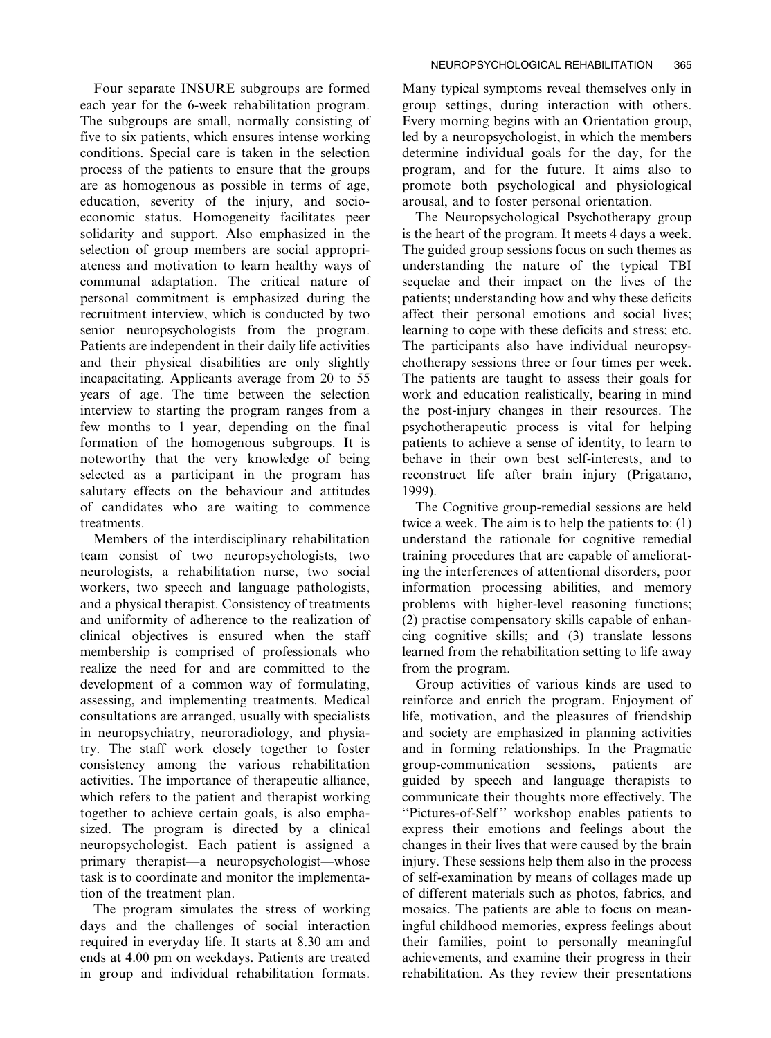Four separate INSURE subgroups are formed each year for the 6-week rehabilitation program. The subgroups are small, normally consisting of five to six patients, which ensures intense working conditions. Special care is taken in the selection process of the patients to ensure that the groups are as homogenous as possible in terms of age, education, severity of the injury, and socioeconomic status. Homogeneity facilitates peer solidarity and support. Also emphasized in the selection of group members are social appropriateness and motivation to learn healthy ways of communal adaptation. The critical nature of personal commitment is emphasized during the recruitment interview, which is conducted by two senior neuropsychologists from the program. Patients are independent in their daily life activities and their physical disabilities are only slightly incapacitating. Applicants average from 20 to 55 years of age. The time between the selection interview to starting the program ranges from a few months to 1 year, depending on the final formation of the homogenous subgroups. It is noteworthy that the very knowledge of being selected as a participant in the program has salutary effects on the behaviour and attitudes of candidates who are waiting to commence treatments.

Members of the interdisciplinary rehabilitation team consist of two neuropsychologists, two neurologists, a rehabilitation nurse, two social workers, two speech and language pathologists, and a physical therapist. Consistency of treatments and uniformity of adherence to the realization of clinical objectives is ensured when the staff membership is comprised of professionals who realize the need for and are committed to the development of a common way of formulating, assessing, and implementing treatments. Medical consultations are arranged, usually with specialists in neuropsychiatry, neuroradiology, and physiatry. The staff work closely together to foster consistency among the various rehabilitation activities. The importance of therapeutic alliance, which refers to the patient and therapist working together to achieve certain goals, is also emphasized. The program is directed by a clinical neuropsychologist. Each patient is assigned a primary therapist—a neuropsychologist—whose task is to coordinate and monitor the implementation of the treatment plan.

The program simulates the stress of working days and the challenges of social interaction required in everyday life. It starts at 8.30 am and ends at 4.00 pm on weekdays. Patients are treated in group and individual rehabilitation formats. Many typical symptoms reveal themselves only in group settings, during interaction with others. Every morning begins with an Orientation group, led by a neuropsychologist, in which the members determine individual goals for the day, for the program, and for the future. It aims also to promote both psychological and physiological arousal, and to foster personal orientation.

The Neuropsychological Psychotherapy group is the heart of the program. It meets 4 days a week. The guided group sessions focus on such themes as understanding the nature of the typical TBI sequelae and their impact on the lives of the patients; understanding how and why these deficits affect their personal emotions and social lives; learning to cope with these deficits and stress; etc. The participants also have individual neuropsychotherapy sessions three or four times per week. The patients are taught to assess their goals for work and education realistically, bearing in mind the post-injury changes in their resources. The psychotherapeutic process is vital for helping patients to achieve a sense of identity, to learn to behave in their own best self-interests, and to reconstruct life after brain injury (Prigatano, 1999).

The Cognitive group-remedial sessions are held twice a week. The aim is to help the patients to: (1) understand the rationale for cognitive remedial training procedures that are capable of ameliorating the interferences of attentional disorders, poor information processing abilities, and memory problems with higher-level reasoning functions; (2) practise compensatory skills capable of enhancing cognitive skills; and (3) translate lessons learned from the rehabilitation setting to life away from the program.

Group activities of various kinds are used to reinforce and enrich the program. Enjoyment of life, motivation, and the pleasures of friendship and society are emphasized in planning activities and in forming relationships. In the Pragmatic group-communication sessions, patients are guided by speech and language therapists to communicate their thoughts more effectively. The "Pictures-of-Self" workshop enables patients to express their emotions and feelings about the changes in their lives that were caused by the brain injury. These sessions help them also in the process of self-examination by means of collages made up of different materials such as photos, fabrics, and mosaics. The patients are able to focus on meaningful childhood memories, express feelings about their families, point to personally meaningful achievements, and examine their progress in their rehabilitation. As they review their presentations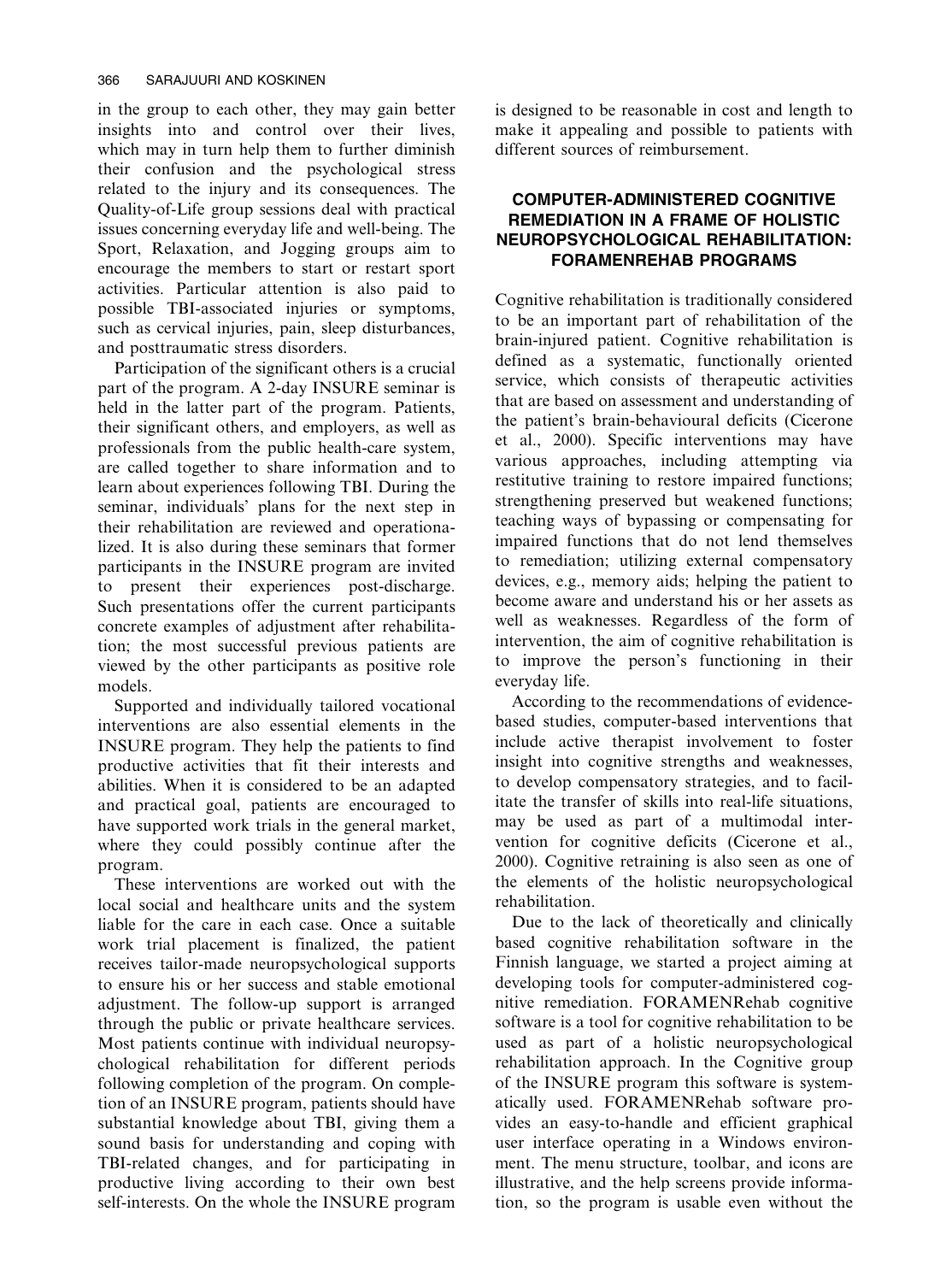in the group to each other, they may gain better insights into and control over their lives, which may in turn help them to further diminish their confusion and the psychological stress related to the injury and its consequences. The Quality-of-Life group sessions deal with practical issues concerning everyday life and well-being. The Sport, Relaxation, and Jogging groups aim to encourage the members to start or restart sport activities. Particular attention is also paid to possible TBI-associated injuries or symptoms, such as cervical injuries, pain, sleep disturbances, and posttraumatic stress disorders.

Participation of the significant others is a crucial part of the program. A 2-day INSURE seminar is held in the latter part of the program. Patients, their significant others, and employers, as well as professionals from the public health-care system, are called together to share information and to learn about experiences following TBI. During the seminar, individuals' plans for the next step in their rehabilitation are reviewed and operationalized. It is also during these seminars that former participants in the INSURE program are invited to present their experiences post-discharge. Such presentations offer the current participants concrete examples of adjustment after rehabilitation; the most successful previous patients are viewed by the other participants as positive role models.

Supported and individually tailored vocational interventions are also essential elements in the INSURE program. They help the patients to find productive activities that fit their interests and abilities. When it is considered to be an adapted and practical goal, patients are encouraged to have supported work trials in the general market, where they could possibly continue after the program.

These interventions are worked out with the local social and healthcare units and the system liable for the care in each case. Once a suitable work trial placement is finalized, the patient receives tailor-made neuropsychological supports to ensure his or her success and stable emotional adjustment. The follow-up support is arranged through the public or private healthcare services. Most patients continue with individual neuropsychological rehabilitation for different periods following completion of the program. On completion of an INSURE program, patients should have substantial knowledge about TBI, giving them a sound basis for understanding and coping with TBI-related changes, and for participating in productive living according to their own best self-interests. On the whole the INSURE program is designed to be reasonable in cost and length to make it appealing and possible to patients with different sources of reimbursement.

## COMPUTER-ADMINISTERED COGNITIVE REMEDIATION IN A FRAME OF HOLISTIC NEUROPSYCHOLOGICAL REHABILITATION: FORAMENREHAB PROGRAMS

Cognitive rehabilitation is traditionally considered to be an important part of rehabilitation of the brain-injured patient. Cognitive rehabilitation is defined as a systematic, functionally oriented service, which consists of therapeutic activities that are based on assessment and understanding of the patient's brain-behavioural deficits (Cicerone et al., 2000). Specific interventions may have various approaches, including attempting via restitutive training to restore impaired functions; strengthening preserved but weakened functions; teaching ways of bypassing or compensating for impaired functions that do not lend themselves to remediation; utilizing external compensatory devices, e.g., memory aids; helping the patient to become aware and understand his or her assets as well as weaknesses. Regardless of the form of intervention, the aim of cognitive rehabilitation is to improve the person's functioning in their everyday life.

According to the recommendations of evidence-based studies, computer-based interventions that include active therapist involvement to foster insight into cognitive strengths and weaknesses, to develop compensatory strategies, and to facilitate the transfer of skills into real-life situations, may be used as part of a multimodal intervention for cognitive deficits (Cicerone et al., 2000). Cognitive retraining is also seen as one of the elements of the holistic neuropsychological rehabilitation.

Due to the lack of theoretically and clinically based cognitive rehabilitation software in the Finnish language, we started a project aiming at developing tools for computer-administered cognitive remediation. FORAMENRehab cognitive software is a tool for cognitive rehabilitation to be used as part of a holistic neuropsychological rehabilitation approach. In the Cognitive group of the INSURE program this software is systematically used. FORAMENRehab software provides an easy-to-handle and efficient graphical user interface operating in a Windows environment. The menu structure, toolbar, and icons are illustrative, and the help screens provide information, so the program is usable even without the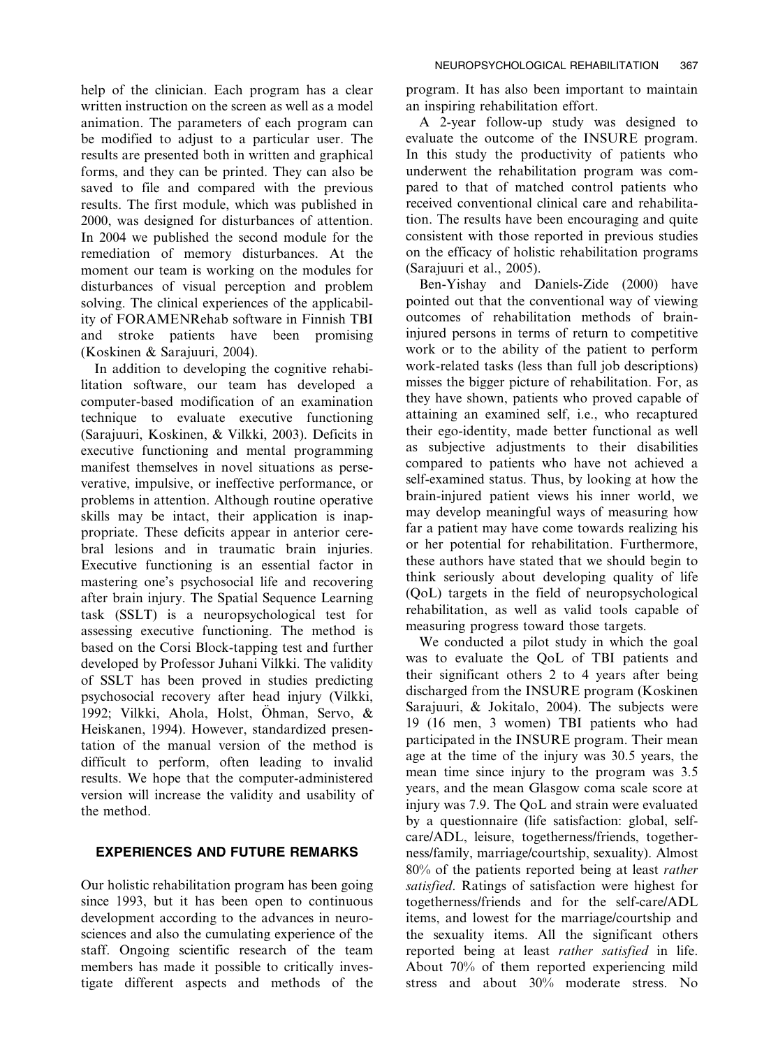help of the clinician. Each program has a clear written instruction on the screen as well as a model animation. The parameters of each program can be modified to adjust to a particular user. The results are presented both in written and graphical forms, and they can be printed. They can also be saved to file and compared with the previous results. The first module, which was published in 2000, was designed for disturbances of attention. In 2004 we published the second module for the remediation of memory disturbances. At the moment our team is working on the modules for disturbances of visual perception and problem solving. The clinical experiences of the applicability of FORAMENRehab software in Finnish TBI and stroke patients have been promising (Koskinen & Sarajuuri, 2004).

In addition to developing the cognitive rehabilitation software, our team has developed a computer-based modification of an examination technique to evaluate executive functioning (Sarajuuri, Koskinen, & Vilkki, 2003). Deficits in executive functioning and mental programming manifest themselves in novel situations as perseverative, impulsive, or ineffective performance, or problems in attention. Although routine operative skills may be intact, their application is inappropriate. These deficits appear in anterior cerebral lesions and in traumatic brain injuries. Executive functioning is an essential factor in mastering one's psychosocial life and recovering after brain injury. The Spatial Sequence Learning task (SSLT) is a neuropsychological test for assessing executive functioning. The method is based on the Corsi Block-tapping test and further developed by Professor Juhani Vilkki. The validity of SSLT has been proved in studies predicting psychosocial recovery after head injury (Vilkki, 1992; Vilkki, Ahola, Holst, Öhman, Servo, & Heiskanen, 1994). However, standardized presentation of the manual version of the method is difficult to perform, often leading to invalid results. We hope that the computer-administered version will increase the validity and usability of the method.

## EXPERIENCES AND FUTURE REMARKS

Our holistic rehabilitation program has been going since 1993, but it has been open to continuous development according to the advances in neurosciences and also the cumulating experience of the staff. Ongoing scientific research of the team members has made it possible to critically investigate different aspects and methods of the program. It has also been important to maintain an inspiring rehabilitation effort.

A 2-year follow-up study was designed to evaluate the outcome of the INSURE program. In this study the productivity of patients who underwent the rehabilitation program was compared to that of matched control patients who received conventional clinical care and rehabilitation. The results have been encouraging and quite consistent with those reported in previous studies on the efficacy of holistic rehabilitation programs (Sarajuuri et al., 2005).

Ben-Yishay and Daniels-Zide (2000) have pointed out that the conventional way of viewing outcomes of rehabilitation methods of brain-injured persons in terms of return to competitive work or to the ability of the patient to perform work-related tasks (less than full job descriptions) misses the bigger picture of rehabilitation. For, as they have shown, patients who proved capable of attaining an examined self, i.e., who recaptured their ego-identity, made better functional as well as subjective adjustments to their disabilities compared to patients who have not achieved a self-examined status. Thus, by looking at how the brain-injured patient views his inner world, we may develop meaningful ways of measuring how far a patient may have come towards realizing his or her potential for rehabilitation. Furthermore, these authors have stated that we should begin to think seriously about developing quality of life (QoL) targets in the field of neuropsychological rehabilitation, as well as valid tools capable of measuring progress toward those targets.

We conducted a pilot study in which the goal was to evaluate the QoL of TBI patients and their significant others 2 to 4 years after being discharged from the INSURE program (Koskinen Sarajuuri, & Jokitalo, 2004). The subjects were 19 (16 men, 3 women) TBI patients who had participated in the INSURE program. Their mean age at the time of the injury was 30.5 years, the mean time since injury to the program was 3.5 years, and the mean Glasgow coma scale score at injury was 7.9. The QoL and strain were evaluated by a questionnaire (life satisfaction: global, self-care/ADL, leisure, togetherness/friends, togetherness/family, marriage/courtship, sexuality). Almost 80% of the patients reported being at least *rather satisfied*. Ratings of satisfaction were highest for togetherness/friends and for the self-care/ADL items, and lowest for the marriage/courtship and the sexuality items. All the significant others reported being at least *rather satisfied* in life. About 70% of them reported experiencing mild stress and about 30% moderate stress. No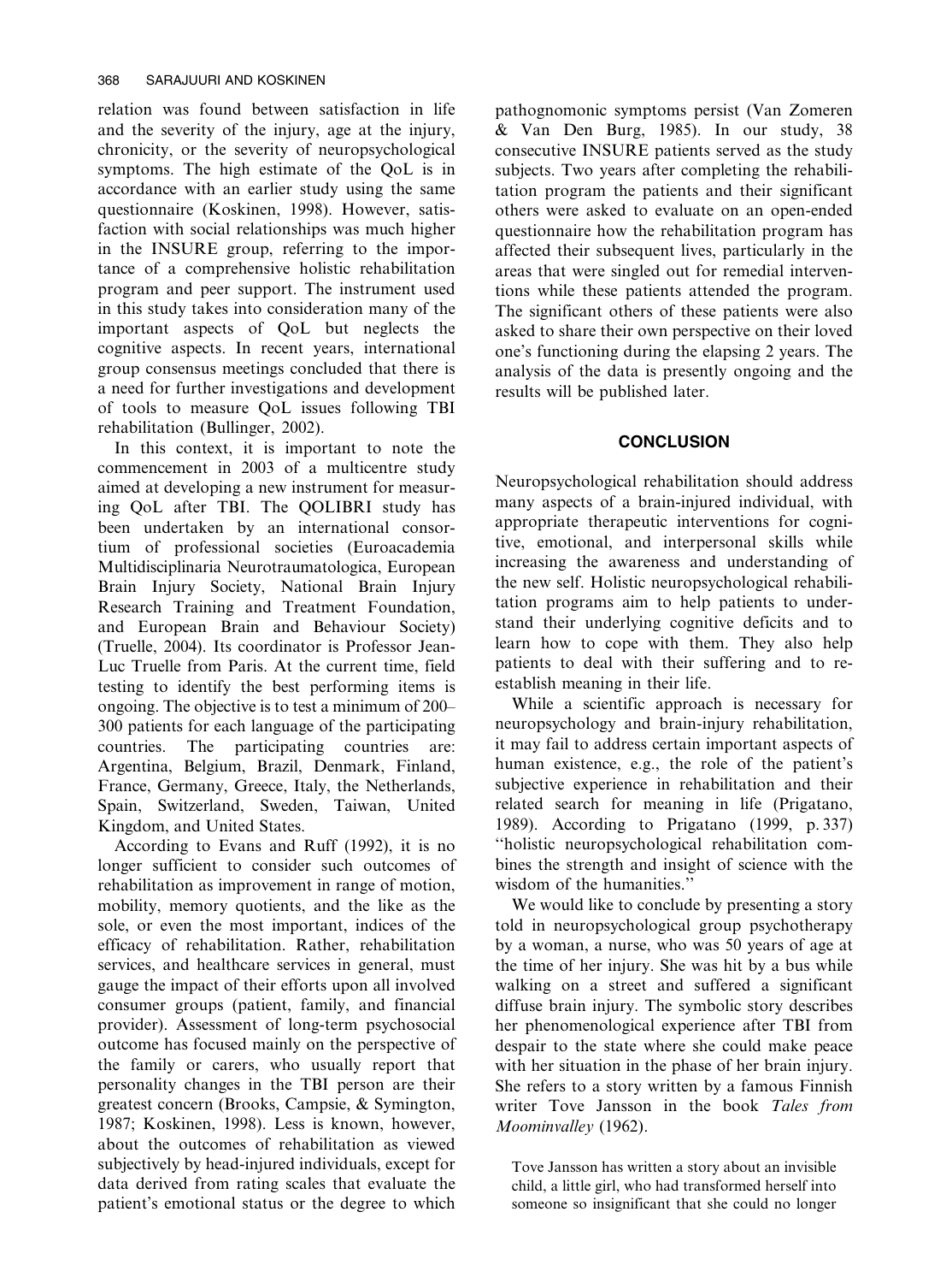relation was found between satisfaction in life and the severity of the injury, age at the injury, chronicity, or the severity of neuropsychological symptoms. The high estimate of the QoL is in accordance with an earlier study using the same questionnaire (Koskinen, 1998). However, satisfaction with social relationships was much higher in the INSURE group, referring to the importance of a comprehensive holistic rehabilitation program and peer support. The instrument used in this study takes into consideration many of the important aspects of QoL but neglects the cognitive aspects. In recent years, international group consensus meetings concluded that there is a need for further investigations and development of tools to measure QoL issues following TBI rehabilitation (Bullinger, 2002).

In this context, it is important to note the commencement in 2003 of a multicentre study aimed at developing a new instrument for measuring QoL after TBI. The QOLIBRI study has been undertaken by an international consortium of professional societies (Euroacademia Multidisciplinaria Neurotraumatologica, European Brain Injury Society, National Brain Injury Research Training and Treatment Foundation, and European Brain and Behaviour Society) (Truelle, 2004). Its coordinator is Professor Jean-Luc Truelle from Paris. At the current time, field testing to identify the best performing items is ongoing. The objective is to test a minimum of 200–300 patients for each language of the participating countries. The participating countries are: Argentina, Belgium, Brazil, Denmark, Finland, France, Germany, Greece, Italy, the Netherlands, Spain, Switzerland, Sweden, Taiwan, United Kingdom, and United States.

According to Evans and Ruff (1992), it is no longer sufficient to consider such outcomes of rehabilitation as improvement in range of motion, mobility, memory quotients, and the like as the sole, or even the most important, indices of the efficacy of rehabilitation. Rather, rehabilitation services, and healthcare services in general, must gauge the impact of their efforts upon all involved consumer groups (patient, family, and financial provider). Assessment of long-term psychosocial outcome has focused mainly on the perspective of the family or carers, who usually report that personality changes in the TBI person are their greatest concern (Brooks, Campsie, & Symington, 1987; Koskinen, 1998). Less is known, however, about the outcomes of rehabilitation as viewed subjectively by head-injured individuals, except for data derived from rating scales that evaluate the patient's emotional status or the degree to which pathognomonic symptoms persist (Van Zomeren & Van Den Burg, 1985). In our study, 38 consecutive INSURE patients served as the study subjects. Two years after completing the rehabilitation program the patients and their significant others were asked to evaluate on an open-ended questionnaire how the rehabilitation program has affected their subsequent lives, particularly in the areas that were singled out for remedial interventions while these patients attended the program. The significant others of these patients were also asked to share their own perspective on their loved one's functioning during the elapsing 2 years. The analysis of the data is presently ongoing and the results will be published later.

## CONCLUSION

Neuropsychological rehabilitation should address many aspects of a brain-injured individual, with appropriate therapeutic interventions for cognitive, emotional, and interpersonal skills while increasing the awareness and understanding of the new self. Holistic neuropsychological rehabilitation programs aim to help patients to understand their underlying cognitive deficits and to learn how to cope with them. They also help patients to deal with their suffering and to re-establish meaning in their life.

While a scientific approach is necessary for neuropsychology and brain-injury rehabilitation, it may fail to address certain important aspects of human existence, e.g., the role of the patient's subjective experience in rehabilitation and their related search for meaning in life (Prigatano, 1989). According to Prigatano (1999, p. 337) "holistic neuropsychological rehabilitation combines the strength and insight of science with the wisdom of the humanities."

We would like to conclude by presenting a story told in neuropsychological group psychotherapy by a woman, a nurse, who was 50 years of age at the time of her injury. She was hit by a bus while walking on a street and suffered a significant diffuse brain injury. The symbolic story describes her phenomenological experience after TBI from despair to the state where she could make peace with her situation in the phase of her brain injury. She refers to a story written by a famous Finnish writer Tove Jansson in the book *Tales from Moominvalley* (1962).

> Tove Jansson has written a story about an invisible child, a little girl, who had transformed herself into someone so insignificant that she could no longer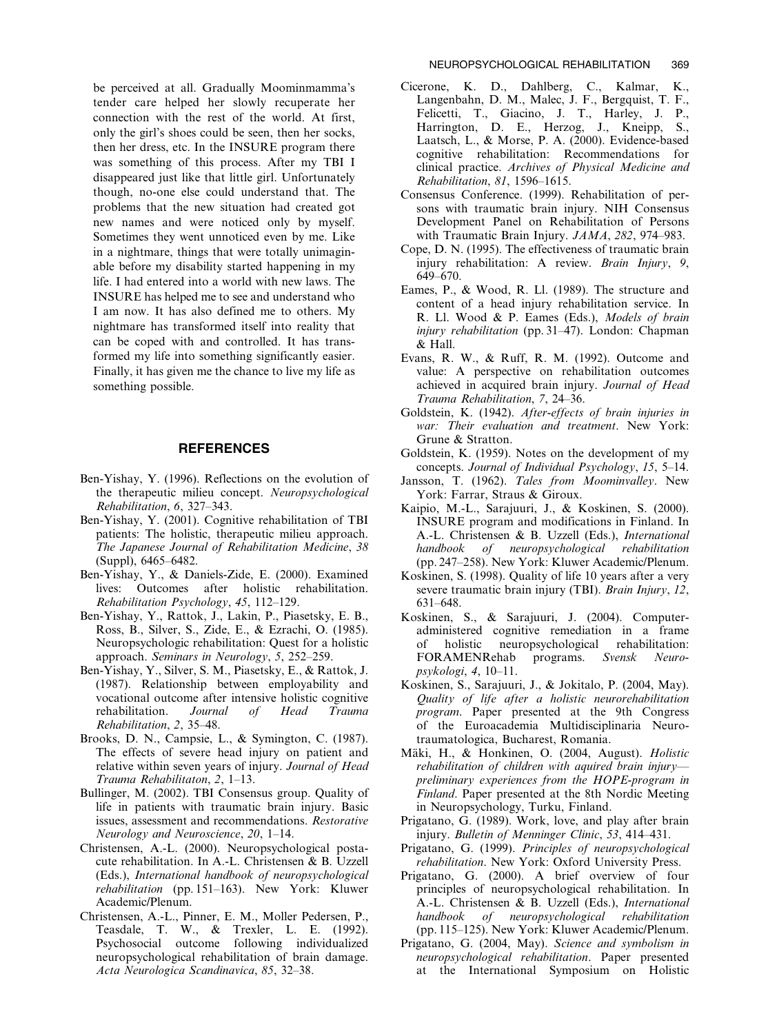be perceived at all. Gradually Moominmamma's tender care helped her slowly recuperate her connection with the rest of the world. At first, only the girl's shoes could be seen, then her socks, then her dress, etc. In the INSURE program there was something of this process. After my TBI I disappeared just like that little girl. Unfortunately though, no-one else could understand that. The problems that the new situation had created got new names and were noticed only by myself. Sometimes they went unnoticed even by me. Like in a nightmare, things that were totally unimaginable before my disability started happening in my life. I had entered into a world with new laws. The INSURE has helped me to see and understand who I am now. It has also defined me to others. My nightmare has transformed itself into reality that can be coped with and controlled. It has transformed my life into something significantly easier. Finally, it has given me the chance to live my life as something possible.

## REFERENCES

Ben-Yishay, Y. (1996). Reflections on the evolution of the therapeutic milieu concept. *Neuropsychological Rehabilitation*, *6*, 327–343.

Ben-Yishay, Y. (2001). Cognitive rehabilitation of TBI patients: The holistic, therapeutic milieu approach. *The Japanese Journal of Rehabilitation Medicine*, *38* (Suppl), 6465–6482.

Ben-Yishay, Y., & Daniels-Zide, E. (2000). Examined lives: Outcomes after holistic rehabilitation. *Rehabilitation Psychology*, *45*, 112–129.

Ben-Yishay, Y., Rattok, J., Lakin, P., Piasetsky, E. B., Ross, B., Silver, S., Zide, E., & Ezrachi, O. (1985). Neuropsychologic rehabilitation: Quest for a holistic approach. *Seminars in Neurology*, *5*, 252–259.

Ben-Yishay, Y., Silver, S. M., Piasetsky, E., & Rattok, J. (1987). Relationship between employability and vocational outcome after intensive holistic cognitive rehabilitation. *Journal of Head Trauma Rehabilitation*, *2*, 35–48.

Brooks, D. N., Campsie, L., & Symington, C. (1987). The effects of severe head injury on patient and relative within seven years of injury. *Journal of Head Trauma Rehabilitaton*, *2*, 1–13.

Bullinger, M. (2002). TBI Consensus group. Quality of life in patients with traumatic brain injury. Basic issues, assessment and recommendations. *Restorative Neurology and Neuroscience*, *20*, 1–14.

Christensen, A.-L. (2000). Neuropsychological postacute rehabilitation. In A.-L. Christensen & B. Uzzell (Eds.), *International handbook of neuropsychological rehabilitation* (pp. 151–163). New York: Kluwer Academic/Plenum.

Christensen, A.-L., Pinner, E. M., Moller Pedersen, P., Teasdale, T. W., & Trexler, L. E. (1992). Psychosocial outcome following individualized neuropsychological rehabilitation of brain damage. *Acta Neurologica Scandinavica*, *85*, 32–38.

Cicerone, K. D., Dahlberg, C., Kalmar, K., Langenbahn, D. M., Malec, J. F., Bergquist, T. F., Felicetti, T., Giacino, J. T., Harley, J. P., Harrington, D. E., Herzog, J., Kneipp, S., Laatsch, L., & Morse, P. A. (2000). Evidence-based cognitive rehabilitation: Recommendations for clinical practice. *Archives of Physical Medicine and Rehabilitation*, *81*, 1596–1615.

Consensus Conference. (1999). Rehabilitation of persons with traumatic brain injury. NIH Consensus Development Panel on Rehabilitation of Persons with Traumatic Brain Injury. *JAMA*, *282*, 974–983.

Cope, D. N. (1995). The effectiveness of traumatic brain injury rehabilitation: A review. *Brain Injury*, *9*, 649–670.

Eames, P., & Wood, R. Ll. (1989). The structure and content of a head injury rehabilitation service. In R. Ll. Wood & P. Eames (Eds.), *Models of brain injury rehabilitation* (pp. 31–47). London: Chapman & Hall.

Evans, R. W., & Ruff, R. M. (1992). Outcome and value: A perspective on rehabilitation outcomes achieved in acquired brain injury. *Journal of Head Trauma Rehabilitation*, *7*, 24–36.

Goldstein, K. (1942). *After-effects of brain injuries in war: Their evaluation and treatment*. New York: Grune & Stratton.

Goldstein, K. (1959). Notes on the development of my concepts. *Journal of Individual Psychology*, *15*, 5–14.

Jansson, T. (1962). *Tales from Moominvalley*. New York: Farrar, Straus & Giroux.

Kaipio, M.-L., Sarajuuri, J., & Koskinen, S. (2000). INSURE program and modifications in Finland. In A.-L. Christensen & B. Uzzell (Eds.), *International handbook of neuropsychological rehabilitation* (pp. 247–258). New York: Kluwer Academic/Plenum.

Koskinen, S. (1998). Quality of life 10 years after a very severe traumatic brain injury (TBI). *Brain Injury*, *12*, 631–648.

Koskinen, S., & Sarajuuri, J. (2004). Computer-administered cognitive remediation in a frame of holistic neuropsychological rehabilitation: FORAMENRehab programs. *Svensk Neuropsykologi*, *4*, 10–11.

Koskinen, S., Sarajuuri, J., & Jokitalo, P. (2004, May). *Quality of life after a holistic neurorehabilitation program*. Paper presented at the 9th Congress of the Euroacademia Multidisciplinaria Neurotraumatologica, Bucharest, Romania.

Mäki, H., & Honkinen, O. (2004, August). *Holistic rehabilitation of children with aquired brain injury—preliminary experiences from the HOPE-program in Finland*. Paper presented at the 8th Nordic Meeting in Neuropsychology, Turku, Finland.

Prigatano, G. (1989). Work, love, and play after brain injury. *Bulletin of Menninger Clinic*, *53*, 414–431.

Prigatano, G. (1999). *Principles of neuropsychological rehabilitation*. New York: Oxford University Press.

Prigatano, G. (2000). A brief overview of four principles of neuropsychological rehabilitation. In A.-L. Christensen & B. Uzzell (Eds.), *International handbook of neuropsychological rehabilitation* (pp. 115–125). New York: Kluwer Academic/Plenum.

Prigatano, G. (2004, May). *Science and symbolism in neuropsychological rehabilitation*. Paper presented at the International Symposium on Holistic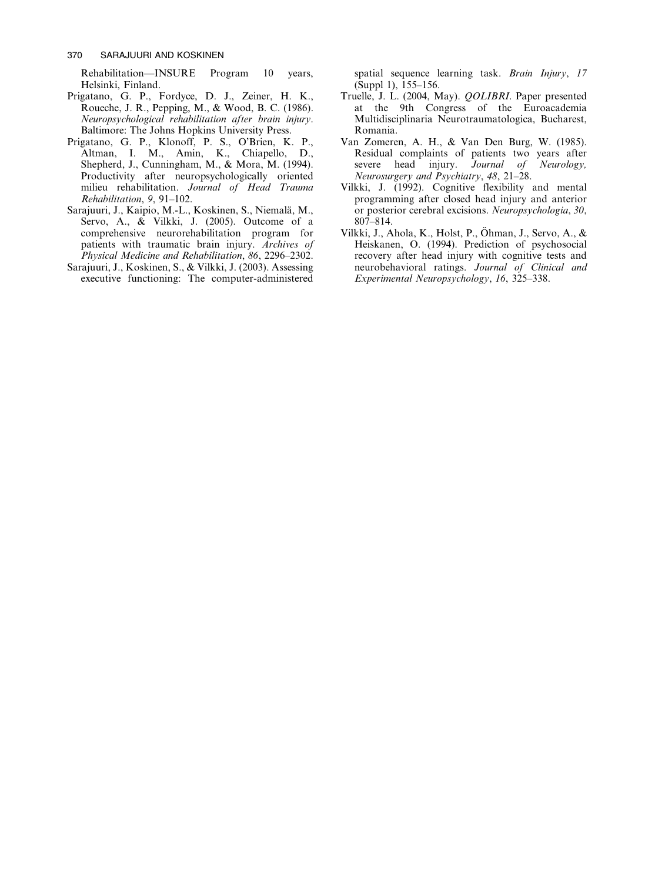Rehabilitation—INSURE Program 10 years, Helsinki, Finland.

Prigatano, G. P., Fordyce, D. J., Zeiner, H. K., Roueche, J. R., Pepping, M., & Wood, B. C. (1986). *Neuropsychological rehabilitation after brain injury*. Baltimore: The Johns Hopkins University Press.

Prigatano, G. P., Klonoff, P. S., O'Brien, K. P., Altman, I. M., Amin, K., Chiapello, D., Shepherd, J., Cunningham, M., & Mora, M. (1994). Productivity after neuropsychologically oriented milieu rehabilitation. *Journal of Head Trauma Rehabilitation*, *9*, 91–102.

Sarajuuri, J., Kaipio, M.-L., Koskinen, S., Niemalä, M., Servo, A., & Vilkki, J. (2005). Outcome of a comprehensive neurorehabilitation program for patients with traumatic brain injury. *Archives of Physical Medicine and Rehabilitation*, *86*, 2296–2302.

Sarajuuri, J., Koskinen, S., & Vilkki, J. (2003). Assessing executive functioning: The computer-administered spatial sequence learning task. *Brain Injury*, *17* (Suppl 1), 155–156.

Truelle, J. L. (2004, May). *QOLIBRI*. Paper presented at the 9th Congress of the Euroacademia Multidisciplinaria Neurotraumatologica, Bucharest, Romania.

Van Zomeren, A. H., & Van Den Burg, W. (1985). Residual complaints of patients two years after severe head injury. *Journal of Neurology, Neurosurgery and Psychiatry*, *48*, 21–28.

Vilkki, J. (1992). Cognitive flexibility and mental programming after closed head injury and anterior or posterior cerebral excisions. *Neuropsychologia*, *30*, 807–814.

Vilkki, J., Ahola, K., Holst, P., Öhman, J., Servo, A., & Heiskanen, O. (1994). Prediction of psychosocial recovery after head injury with cognitive tests and neurobehavioral ratings. *Journal of Clinical and Experimental Neuropsychology*, *16*, 325–338.